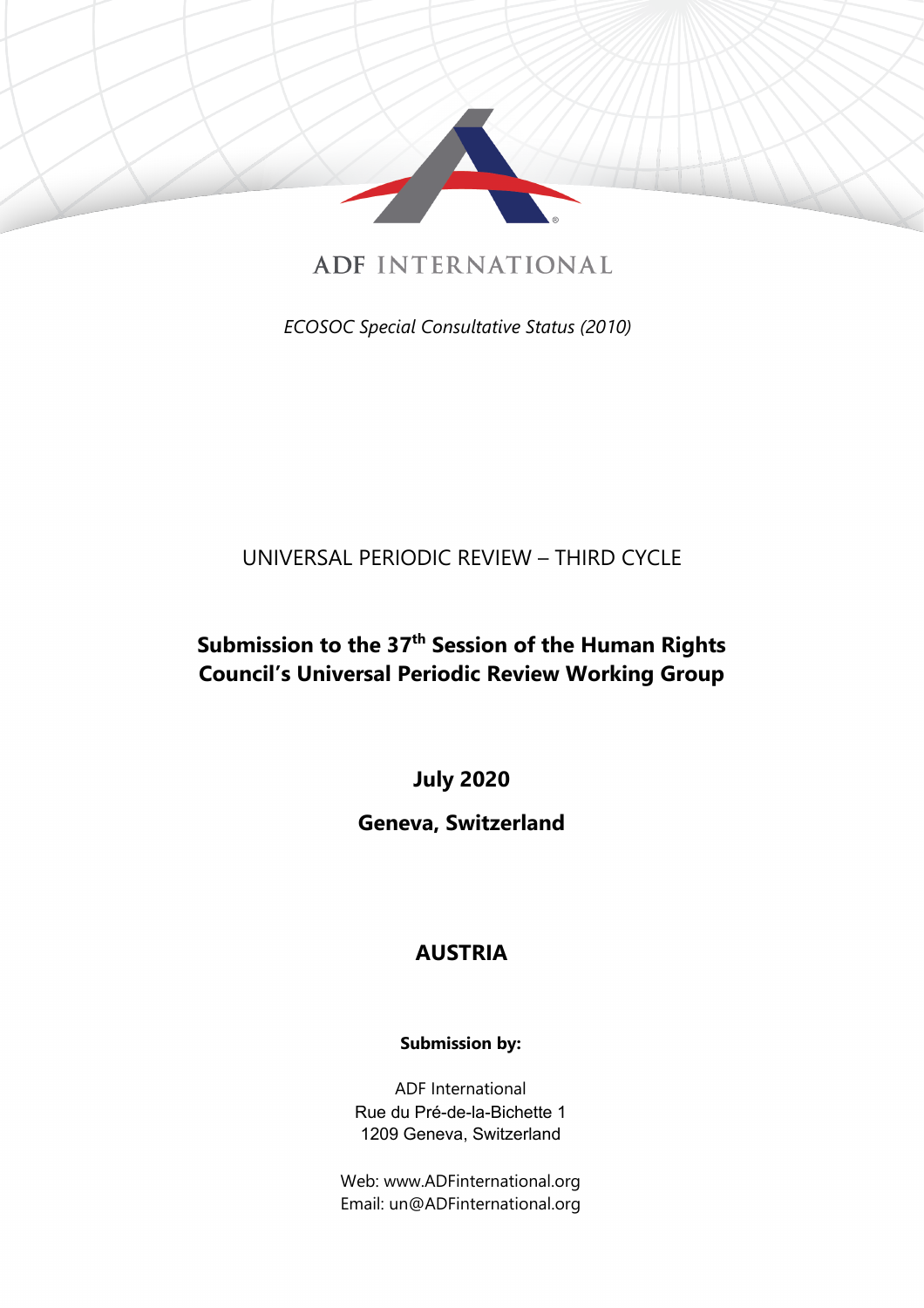ADF INTERNATIONAL

*ECOSOC Special Consultative Status (2010)*

UNIVERSAL PERIODIC REVIEW – THIRD CYCLE

**Submission to the 37th Session of the Human Rights Council's Universal Periodic Review Working Group**

**July 2020**

**Geneva, Switzerland**

# AUSTRIA

**Submission by:**

ADF International
Rue du Pré-de-la-Bichette 1
1209 Geneva, Switzerland

Web: www.ADFinternational.org
Email: un@ADFinternational.org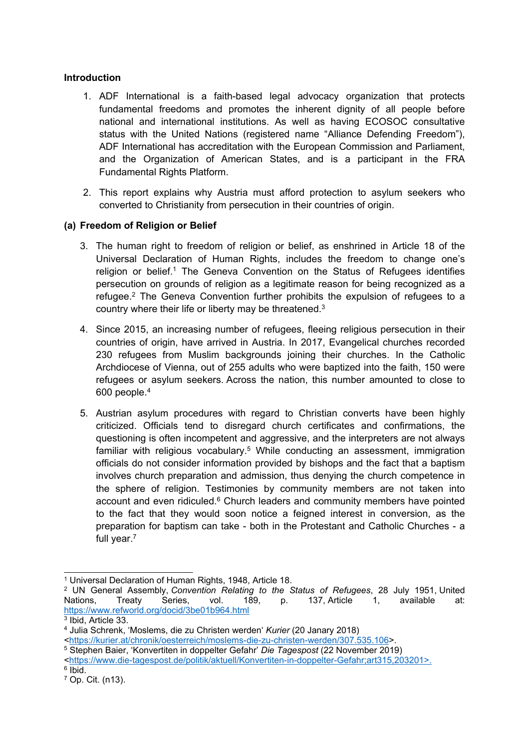**Introduction**

1. ADF International is a faith-based legal advocacy organization that protects fundamental freedoms and promotes the inherent dignity of all people before national and international institutions. As well as having ECOSOC consultative status with the United Nations (registered name "Alliance Defending Freedom"), ADF International has accreditation with the European Commission and Parliament, and the Organization of American States, and is a participant in the FRA Fundamental Rights Platform.

2. This report explains why Austria must afford protection to asylum seekers who converted to Christianity from persecution in their countries of origin.

**(a) Freedom of Religion or Belief**

3. The human right to freedom of religion or belief, as enshrined in Article 18 of the Universal Declaration of Human Rights, includes the freedom to change one's religion or belief.[1] The Geneva Convention on the Status of Refugees identifies persecution on grounds of religion as a legitimate reason for being recognized as a refugee.[2] The Geneva Convention further prohibits the expulsion of refugees to a country where their life or liberty may be threatened.[3]

4. Since 2015, an increasing number of refugees, fleeing religious persecution in their countries of origin, have arrived in Austria. In 2017, Evangelical churches recorded 230 refugees from Muslim backgrounds joining their churches. In the Catholic Archdiocese of Vienna, out of 255 adults who were baptized into the faith, 150 were refugees or asylum seekers. Across the nation, this number amounted to close to 600 people.[4]

5. Austrian asylum procedures with regard to Christian converts have been highly criticized. Officials tend to disregard church certificates and confirmations, the questioning is often incompetent and aggressive, and the interpreters are not always familiar with religious vocabulary.[5] While conducting an assessment, immigration officials do not consider information provided by bishops and the fact that a baptism involves church preparation and admission, thus denying the church competence in the sphere of religion. Testimonies by community members are not taken into account and even ridiculed.[6] Church leaders and community members have pointed to the fact that they would soon notice a feigned interest in conversion, as the preparation for baptism can take - both in the Protestant and Catholic Churches - a full year.[7]

---

[1] Universal Declaration of Human Rights, 1948, Article 18.

[2] UN General Assembly, *Convention Relating to the Status of Refugees*, 28 July 1951, United Nations, Treaty Series, vol. 189, p. 137, Article 1, available at: https://www.refworld.org/docid/3be01b964.html

[3] Ibid, Article 33.

[4] Julia Schrenk, 'Moslems, die zu Christen werden' *Kurier* (20 Janary 2018) <https://kurier.at/chronik/oesterreich/moslems-die-zu-christen-werden/307.535.106>.

[5] Stephen Baier, 'Konvertiten in doppelter Gefahr' *Die Tagespost* (22 November 2019) <https://www.die-tagespost.de/politik/aktuell/Konvertiten-in-doppelter-Gefahr;art315,203201>.

[6] Ibid.

[7] Op. Cit. (n13).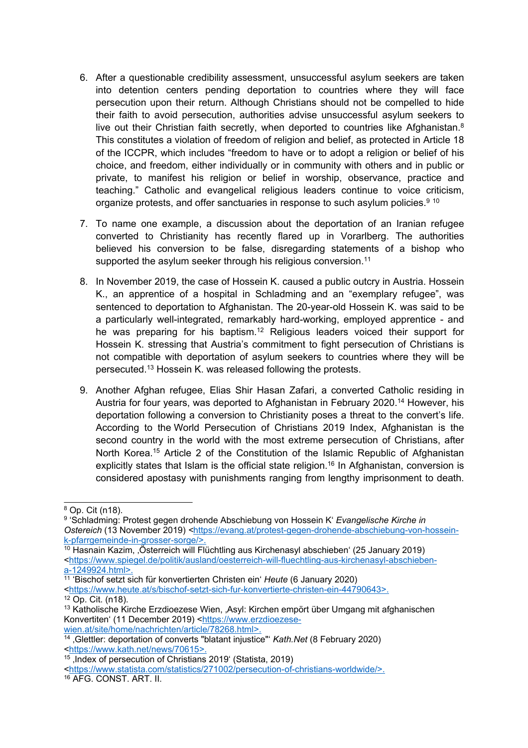6. After a questionable credibility assessment, unsuccessful asylum seekers are taken into detention centers pending deportation to countries where they will face persecution upon their return. Although Christians should not be compelled to hide their faith to avoid persecution, authorities advise unsuccessful asylum seekers to live out their Christian faith secretly, when deported to countries like Afghanistan.[8] This constitutes a violation of freedom of religion and belief, as protected in Article 18 of the ICCPR, which includes "freedom to have or to adopt a religion or belief of his choice, and freedom, either individually or in community with others and in public or private, to manifest his religion or belief in worship, observance, practice and teaching." Catholic and evangelical religious leaders continue to voice criticism, organize protests, and offer sanctuaries in response to such asylum policies.[9] [10]

7. To name one example, a discussion about the deportation of an Iranian refugee converted to Christianity has recently flared up in Vorarlberg. The authorities believed his conversion to be false, disregarding statements of a bishop who supported the asylum seeker through his religious conversion.[11]

8. In November 2019, the case of Hossein K. caused a public outcry in Austria. Hossein K., an apprentice of a hospital in Schladming and an "exemplary refugee", was sentenced to deportation to Afghanistan. The 20-year-old Hossein K. was said to be a particularly well-integrated, remarkably hard-working, employed apprentice - and he was preparing for his baptism.[12] Religious leaders voiced their support for Hossein K. stressing that Austria's commitment to fight persecution of Christians is not compatible with deportation of asylum seekers to countries where they will be persecuted.[13] Hossein K. was released following the protests.

9. Another Afghan refugee, Elias Shir Hasan Zafari, a converted Catholic residing in Austria for four years, was deported to Afghanistan in February 2020.[14] However, his deportation following a conversion to Christianity poses a threat to the convert's life. According to the World Persecution of Christians 2019 Index, Afghanistan is the second country in the world with the most extreme persecution of Christians, after North Korea.[15] Article 2 of the Constitution of the Islamic Republic of Afghanistan explicitly states that Islam is the official state religion.[16] In Afghanistan, conversion is considered apostasy with punishments ranging from lengthy imprisonment to death.

---

[8] Op. Cit (n18).

[9] 'Schladming: Protest gegen drohende Abschiebung von Hossein K' *Evangelische Kirche in Ostereich* (13 November 2019) <https://evang.at/protest-gegen-drohende-abschiebung-von-hossein-k-pfarrgemeinde-in-grosser-sorge/>.

[10] Hasnain Kazim, ,Österreich will Flüchtling aus Kirchenasyl abschieben' (25 January 2019) <https://www.spiegel.de/politik/ausland/oesterreich-will-fluechtling-aus-kirchenasyl-abschieben-a-1249924.html>.

[11] 'Bischof setzt sich für konvertierten Christen ein' *Heute* (6 January 2020) <https://www.heute.at/s/bischof-setzt-sich-fur-konvertierte-christen-ein-44790643>.

[12] Op. Cit. (n18).

[13] Katholische Kirche Erzdioezese Wien, ,Asyl: Kirchen empört über Umgang mit afghanischen Konvertiten' (11 December 2019) <https://www.erzdioezese-wien.at/site/home/nachrichten/article/78268.html>.

[14] ,Glettler: deportation of converts "blatant injustice"' *Kath.Net* (8 February 2020) <https://www.kath.net/news/70615>.

[15] ,Index of persecution of Christians 2019' (Statista, 2019) <https://www.statista.com/statistics/271002/persecution-of-christians-worldwide/>.

[16] AFG. CONST. ART. II.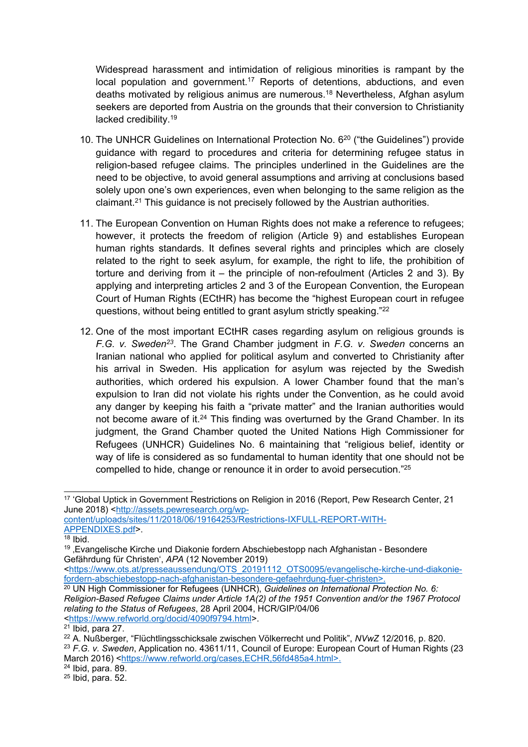Widespread harassment and intimidation of religious minorities is rampant by the local population and government.[17] Reports of detentions, abductions, and even deaths motivated by religious animus are numerous.[18] Nevertheless, Afghan asylum seekers are deported from Austria on the grounds that their conversion to Christianity lacked credibility.[19]

10. The UNHCR Guidelines on International Protection No. 6[20] ("the Guidelines") provide guidance with regard to procedures and criteria for determining refugee status in religion-based refugee claims. The principles underlined in the Guidelines are the need to be objective, to avoid general assumptions and arriving at conclusions based solely upon one's own experiences, even when belonging to the same religion as the claimant.[21] This guidance is not precisely followed by the Austrian authorities.

11. The European Convention on Human Rights does not make a reference to refugees; however, it protects the freedom of religion (Article 9) and establishes European human rights standards. It defines several rights and principles which are closely related to the right to seek asylum, for example, the right to life, the prohibition of torture and deriving from it – the principle of non-refoulment (Articles 2 and 3). By applying and interpreting articles 2 and 3 of the European Convention, the European Court of Human Rights (ECtHR) has become the "highest European court in refugee questions, without being entitled to grant asylum strictly speaking."[22]

12. One of the most important ECtHR cases regarding asylum on religious grounds is *F.G. v. Sweden*[23]. The Grand Chamber judgment in *F.G. v. Sweden* concerns an Iranian national who applied for political asylum and converted to Christianity after his arrival in Sweden. His application for asylum was rejected by the Swedish authorities, which ordered his expulsion. A lower Chamber found that the man's expulsion to Iran did not violate his rights under the Convention, as he could avoid any danger by keeping his faith a "private matter" and the Iranian authorities would not become aware of it.[24] This finding was overturned by the Grand Chamber. In its judgment, the Grand Chamber quoted the United Nations High Commissioner for Refugees (UNHCR) Guidelines No. 6 maintaining that "religious belief, identity or way of life is considered as so fundamental to human identity that one should not be compelled to hide, change or renounce it in order to avoid persecution."[25]

---

[17] 'Global Uptick in Government Restrictions on Religion in 2016 (Report, Pew Research Center, 21 June 2018) <http://assets.pewresearch.org/wp-content/uploads/sites/11/2018/06/19164253/Restrictions-IXFULL-REPORT-WITH-APPENDIXES.pdf>.

[18] Ibid.

[19] ‚Evangelische Kirche und Diakonie fordern Abschiebestopp nach Afghanistan - Besondere Gefährdung für Christen', *APA* (12 November 2019) <https://www.ots.at/presseaussendung/OTS_20191112_OTS0095/evangelische-kirche-und-diakonie-fordern-abschiebestopp-nach-afghanistan-besondere-gefaehrdung-fuer-christen>.

[20] UN High Commissioner for Refugees (UNHCR), *Guidelines on International Protection No. 6: Religion-Based Refugee Claims under Article 1A(2) of the 1951 Convention and/or the 1967 Protocol relating to the Status of Refugees*, 28 April 2004, HCR/GIP/04/06 <https://www.refworld.org/docid/4090f9794.html>.

[21] Ibid, para 27.

[22] A. Nußberger, "Flüchtlingsschicksale zwischen Völkerrecht und Politik", *NVwZ* 12/2016, p. 820.

[23] *F.G. v. Sweden*, Application no. 43611/11, Council of Europe: European Court of Human Rights (23 March 2016) <https://www.refworld.org/cases,ECHR,56fd485a4.html>.

[24] Ibid, para. 89.

[25] Ibid, para. 52.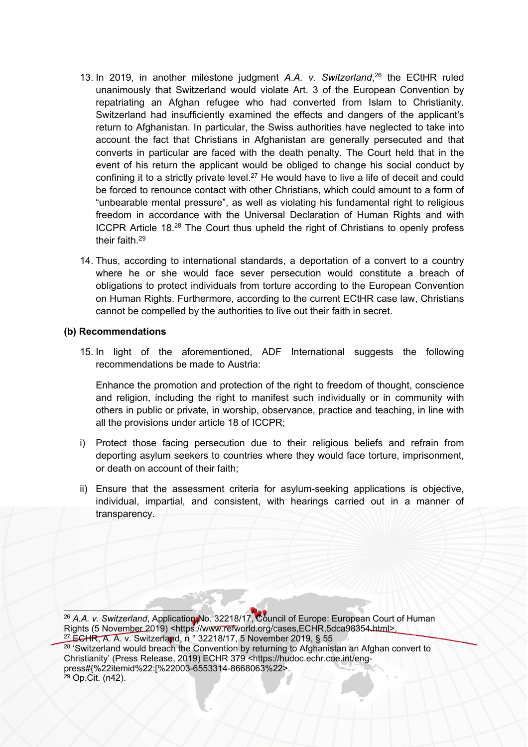13. In 2019, in another milestone judgment *A.A. v. Switzerland*,[26] the ECtHR ruled unanimously that Switzerland would violate Art. 3 of the European Convention by repatriating an Afghan refugee who had converted from Islam to Christianity. Switzerland had insufficiently examined the effects and dangers of the applicant's return to Afghanistan. In particular, the Swiss authorities have neglected to take into account the fact that Christians in Afghanistan are generally persecuted and that converts in particular are faced with the death penalty. The Court held that in the event of his return the applicant would be obliged to change his social conduct by confining it to a strictly private level.[27] He would have to live a life of deceit and could be forced to renounce contact with other Christians, which could amount to a form of "unbearable mental pressure", as well as violating his fundamental right to religious freedom in accordance with the Universal Declaration of Human Rights and with ICCPR Article 18.[28] The Court thus upheld the right of Christians to openly profess their faith.[29]

14. Thus, according to international standards, a deportation of a convert to a country where he or she would face sever persecution would constitute a breach of obligations to protect individuals from torture according to the European Convention on Human Rights. Furthermore, according to the current ECtHR case law, Christians cannot be compelled by the authorities to live out their faith in secret.

**(b) Recommendations**

15. In light of the aforementioned, ADF International suggests the following recommendations be made to Austria:

    Enhance the promotion and protection of the right to freedom of thought, conscience and religion, including the right to manifest such individually or in community with others in public or private, in worship, observance, practice and teaching, in line with all the provisions under article 18 of ICCPR;

i) Protect those facing persecution due to their religious beliefs and refrain from deporting asylum seekers to countries where they would face torture, imprisonment, or death on account of their faith;

ii) Ensure that the assessment criteria for asylum-seeking applications is objective, individual, impartial, and consistent, with hearings carried out in a manner of transparency.

---

[26] *A.A. v. Switzerland*, Application No. 32218/17, Council of Europe: European Court of Human Rights (5 November 2019) <https://www.refworld.org/cases,ECHR,5dca98354.html>.

[27] ECHR, A. A. v. Switzerland, n ° 32218/17, 5 November 2019, § 55

[28] 'Switzerland would breach the Convention by returning to Afghanistan an Afghan convert to Christianity' (Press Release, 2019) ECHR 379 <https://hudoc.echr.coe.int/eng-press#{%22itemid%22:[%22003-6553314-8668063%22]}>.

[29] Op.Cit. (n42).